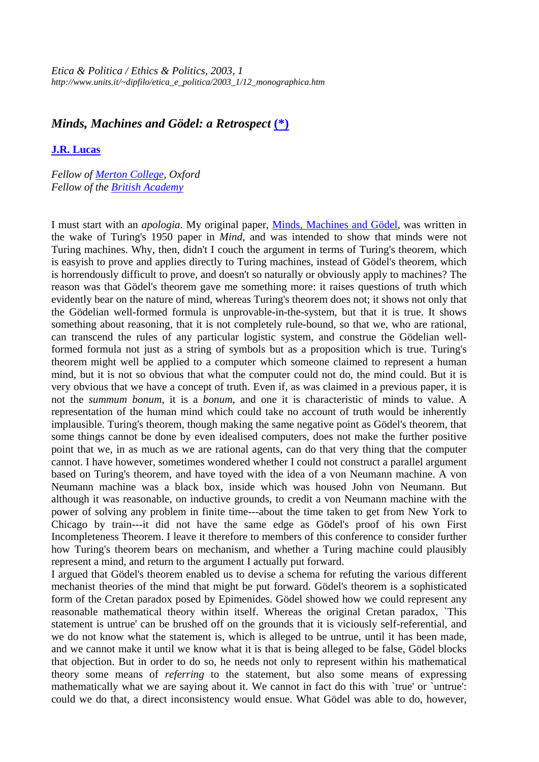*Etica & Politica / Ethics & Politics, 2003, 1*
*http://www.units.it/~dipfilo/etica_e_politica/2003_1/12_monographica.htm*

## *Minds, Machines and Gödel: a Retrospect* (*)

**J.R. Lucas**

*Fellow of Merton College, Oxford*
*Fellow of the British Academy*

I must start with an *apologia*. My original paper, Minds, Machines and Gödel, was written in the wake of Turing's 1950 paper in *Mind*, and was intended to show that minds were not Turing machines. Why, then, didn't I couch the argument in terms of Turing's theorem, which is easyish to prove and applies directly to Turing machines, instead of Gödel's theorem, which is horrendously difficult to prove, and doesn't so naturally or obviously apply to machines? The reason was that Gödel's theorem gave me something more: it raises questions of truth which evidently bear on the nature of mind, whereas Turing's theorem does not; it shows not only that the Gödelian well-formed formula is unprovable-in-the-system, but that it is true. It shows something about reasoning, that it is not completely rule-bound, so that we, who are rational, can transcend the rules of any particular logistic system, and construe the Gödelian well-formed formula not just as a string of symbols but as a proposition which is true. Turing's theorem might well be applied to a computer which someone claimed to represent a human mind, but it is not so obvious that what the computer could not do, the mind could. But it is very obvious that we have a concept of truth. Even if, as was claimed in a previous paper, it is not the *summum bonum*, it is a *bonum*, and one it is characteristic of minds to value. A representation of the human mind which could take no account of truth would be inherently implausible. Turing's theorem, though making the same negative point as Gödel's theorem, that some things cannot be done by even idealised computers, does not make the further positive point that we, in as much as we are rational agents, can do that very thing that the computer cannot. I have however, sometimes wondered whether I could not construct a parallel argument based on Turing's theorem, and have toyed with the idea of a von Neumann machine. A von Neumann machine was a black box, inside which was housed John von Neumann. But although it was reasonable, on inductive grounds, to credit a von Neumann machine with the power of solving any problem in finite time---about the time taken to get from New York to Chicago by train---it did not have the same edge as Gödel's proof of his own First Incompleteness Theorem. I leave it therefore to members of this conference to consider further how Turing's theorem bears on mechanism, and whether a Turing machine could plausibly represent a mind, and return to the argument I actually put forward.

I argued that Gödel's theorem enabled us to devise a schema for refuting the various different mechanist theories of the mind that might be put forward. Gödel's theorem is a sophisticated form of the Cretan paradox posed by Epimenides. Gödel showed how we could represent any reasonable mathematical theory within itself. Whereas the original Cretan paradox, `This statement is untrue' can be brushed off on the grounds that it is viciously self-referential, and we do not know what the statement is, which is alleged to be untrue, until it has been made, and we cannot make it until we know what it is that is being alleged to be false, Gödel blocks that objection. But in order to do so, he needs not only to represent within his mathematical theory some means of *referring* to the statement, but also some means of expressing mathematically what we are saying about it. We cannot in fact do this with `true' or `untrue': could we do that, a direct inconsistency would ensue. What Gödel was able to do, however,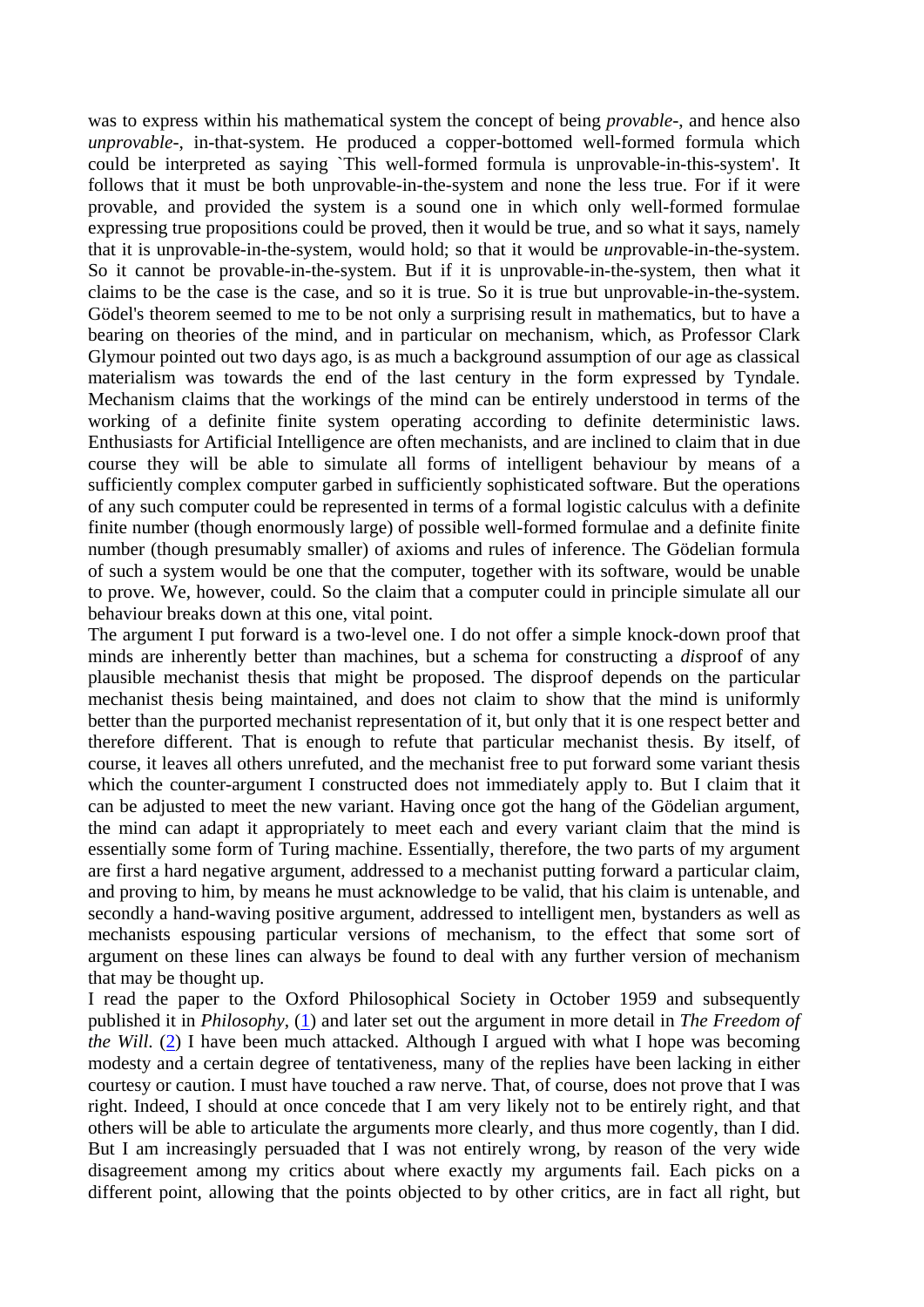was to express within his mathematical system the concept of being *provable-*, and hence also *unprovable-*, in-that-system. He produced a copper-bottomed well-formed formula which could be interpreted as saying `This well-formed formula is unprovable-in-this-system'. It follows that it must be both unprovable-in-the-system and none the less true. For if it were provable, and provided the system is a sound one in which only well-formed formulae expressing true propositions could be proved, then it would be true, and so what it says, namely that it is unprovable-in-the-system, would hold; so that it would be *un*provable-in-the-system. So it cannot be provable-in-the-system. But if it is unprovable-in-the-system, then what it claims to be the case is the case, and so it is true. So it is true but unprovable-in-the-system. Gödel's theorem seemed to me to be not only a surprising result in mathematics, but to have a bearing on theories of the mind, and in particular on mechanism, which, as Professor Clark Glymour pointed out two days ago, is as much a background assumption of our age as classical materialism was towards the end of the last century in the form expressed by Tyndale. Mechanism claims that the workings of the mind can be entirely understood in terms of the working of a definite finite system operating according to definite deterministic laws. Enthusiasts for Artificial Intelligence are often mechanists, and are inclined to claim that in due course they will be able to simulate all forms of intelligent behaviour by means of a sufficiently complex computer garbed in sufficiently sophisticated software. But the operations of any such computer could be represented in terms of a formal logistic calculus with a definite finite number (though enormously large) of possible well-formed formulae and a definite finite number (though presumably smaller) of axioms and rules of inference. The Gödelian formula of such a system would be one that the computer, together with its software, would be unable to prove. We, however, could. So the claim that a computer could in principle simulate all our behaviour breaks down at this one, vital point.

The argument I put forward is a two-level one. I do not offer a simple knock-down proof that minds are inherently better than machines, but a schema for constructing a *dis*proof of any plausible mechanist thesis that might be proposed. The disproof depends on the particular mechanist thesis being maintained, and does not claim to show that the mind is uniformly better than the purported mechanist representation of it, but only that it is one respect better and therefore different. That is enough to refute that particular mechanist thesis. By itself, of course, it leaves all others unrefuted, and the mechanist free to put forward some variant thesis which the counter-argument I constructed does not immediately apply to. But I claim that it can be adjusted to meet the new variant. Having once got the hang of the Gödelian argument, the mind can adapt it appropriately to meet each and every variant claim that the mind is essentially some form of Turing machine. Essentially, therefore, the two parts of my argument are first a hard negative argument, addressed to a mechanist putting forward a particular claim, and proving to him, by means he must acknowledge to be valid, that his claim is untenable, and secondly a hand-waving positive argument, addressed to intelligent men, bystanders as well as mechanists espousing particular versions of mechanism, to the effect that some sort of argument on these lines can always be found to deal with any further version of mechanism that may be thought up.

I read the paper to the Oxford Philosophical Society in October 1959 and subsequently published it in *Philosophy*, (1) and later set out the argument in more detail in *The Freedom of the Will*. (2) I have been much attacked. Although I argued with what I hope was becoming modesty and a certain degree of tentativeness, many of the replies have been lacking in either courtesy or caution. I must have touched a raw nerve. That, of course, does not prove that I was right. Indeed, I should at once concede that I am very likely not to be entirely right, and that others will be able to articulate the arguments more clearly, and thus more cogently, than I did. But I am increasingly persuaded that I was not entirely wrong, by reason of the very wide disagreement among my critics about where exactly my arguments fail. Each picks on a different point, allowing that the points objected to by other critics, are in fact all right, but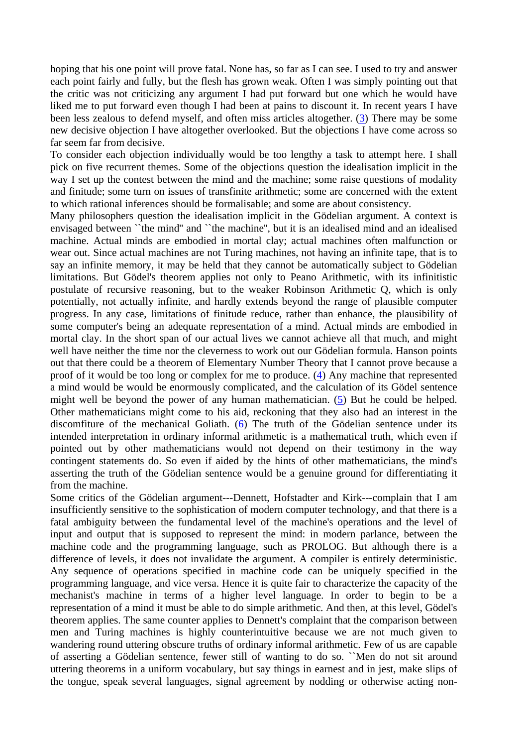hoping that his one point will prove fatal. None has, so far as I can see. I used to try and answer each point fairly and fully, but the flesh has grown weak. Often I was simply pointing out that the critic was not criticizing any argument I had put forward but one which he would have liked me to put forward even though I had been at pains to discount it. In recent years I have been less zealous to defend myself, and often miss articles altogether. (3) There may be some new decisive objection I have altogether overlooked. But the objections I have come across so far seem far from decisive.

To consider each objection individually would be too lengthy a task to attempt here. I shall pick on five recurrent themes. Some of the objections question the idealisation implicit in the way I set up the contest between the mind and the machine; some raise questions of modality and finitude; some turn on issues of transfinite arithmetic; some are concerned with the extent to which rational inferences should be formalisable; and some are about consistency.

Many philosophers question the idealisation implicit in the Gödelian argument. A context is envisaged between ``the mind'' and ``the machine'', but it is an idealised mind and an idealised machine. Actual minds are embodied in mortal clay; actual machines often malfunction or wear out. Since actual machines are not Turing machines, not having an infinite tape, that is to say an infinite memory, it may be held that they cannot be automatically subject to Gödelian limitations. But Gödel's theorem applies not only to Peano Arithmetic, with its infinitistic postulate of recursive reasoning, but to the weaker Robinson Arithmetic Q, which is only potentially, not actually infinite, and hardly extends beyond the range of plausible computer progress. In any case, limitations of finitude reduce, rather than enhance, the plausibility of some computer's being an adequate representation of a mind. Actual minds are embodied in mortal clay. In the short span of our actual lives we cannot achieve all that much, and might well have neither the time nor the cleverness to work out our Gödelian formula. Hanson points out that there could be a theorem of Elementary Number Theory that I cannot prove because a proof of it would be too long or complex for me to produce. (4) Any machine that represented a mind would be would be enormously complicated, and the calculation of its Gödel sentence might well be beyond the power of any human mathematician. (5) But he could be helped. Other mathematicians might come to his aid, reckoning that they also had an interest in the discomfiture of the mechanical Goliath. (6) The truth of the Gödelian sentence under its intended interpretation in ordinary informal arithmetic is a mathematical truth, which even if pointed out by other mathematicians would not depend on their testimony in the way contingent statements do. So even if aided by the hints of other mathematicians, the mind's asserting the truth of the Gödelian sentence would be a genuine ground for differentiating it from the machine.

Some critics of the Gödelian argument---Dennett, Hofstadter and Kirk---complain that I am insufficiently sensitive to the sophistication of modern computer technology, and that there is a fatal ambiguity between the fundamental level of the machine's operations and the level of input and output that is supposed to represent the mind: in modern parlance, between the machine code and the programming language, such as PROLOG. But although there is a difference of levels, it does not invalidate the argument. A compiler is entirely deterministic. Any sequence of operations specified in machine code can be uniquely specified in the programming language, and vice versa. Hence it is quite fair to characterize the capacity of the mechanist's machine in terms of a higher level language. In order to begin to be a representation of a mind it must be able to do simple arithmetic. And then, at this level, Gödel's theorem applies. The same counter applies to Dennett's complaint that the comparison between men and Turing machines is highly counterintuitive because we are not much given to wandering round uttering obscure truths of ordinary informal arithmetic. Few of us are capable of asserting a Gödelian sentence, fewer still of wanting to do so. ``Men do not sit around uttering theorems in a uniform vocabulary, but say things in earnest and in jest, make slips of the tongue, speak several languages, signal agreement by nodding or otherwise acting non-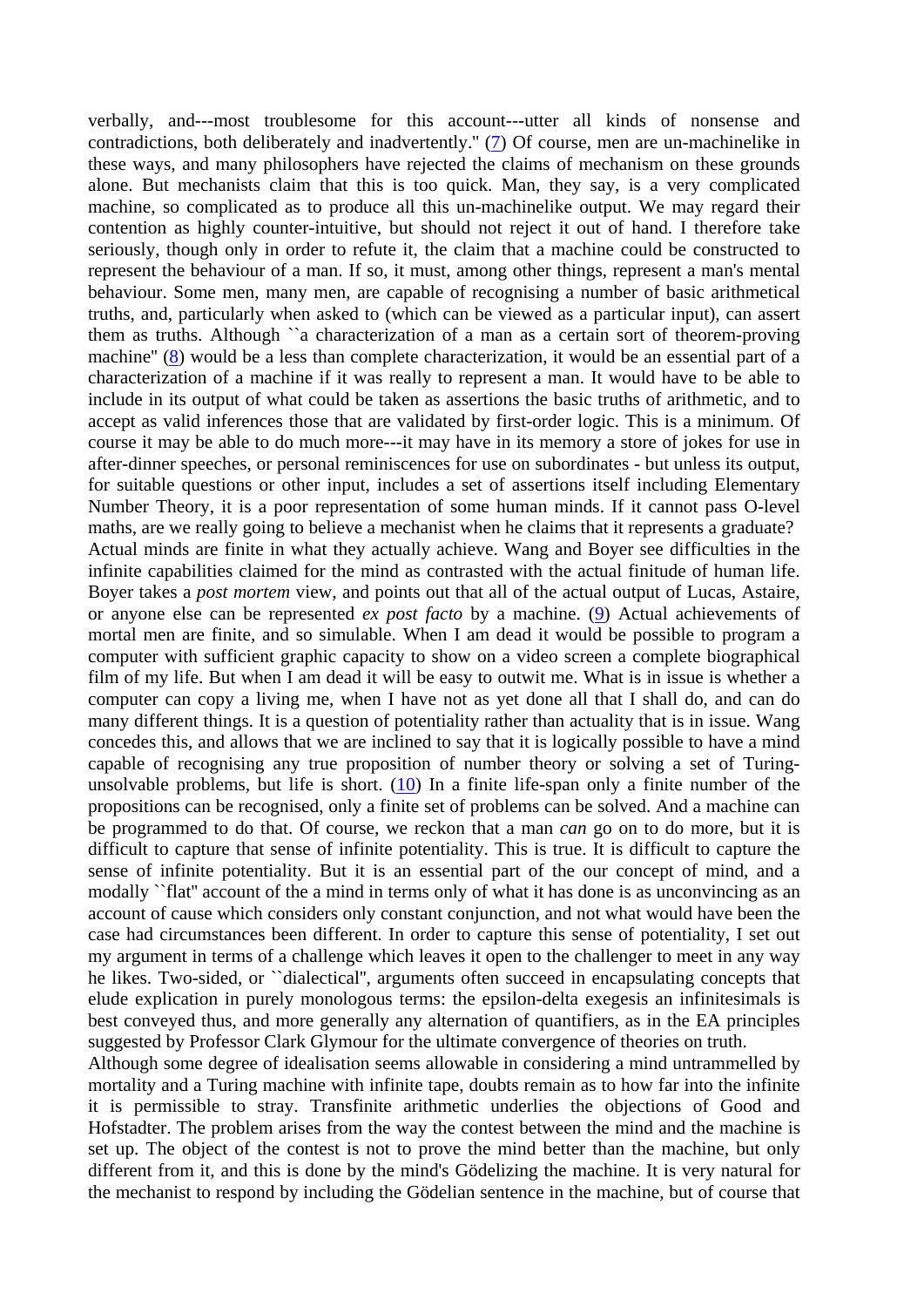verbally, and---most troublesome for this account---utter all kinds of nonsense and contradictions, both deliberately and inadvertently." (7) Of course, men are un-machinelike in these ways, and many philosophers have rejected the claims of mechanism on these grounds alone. But mechanists claim that this is too quick. Man, they say, is a very complicated machine, so complicated as to produce all this un-machinelike output. We may regard their contention as highly counter-intuitive, but should not reject it out of hand. I therefore take seriously, though only in order to refute it, the claim that a machine could be constructed to represent the behaviour of a man. If so, it must, among other things, represent a man's mental behaviour. Some men, many men, are capable of recognising a number of basic arithmetical truths, and, particularly when asked to (which can be viewed as a particular input), can assert them as truths. Although ``a characterization of a man as a certain sort of theorem-proving machine'' (8) would be a less than complete characterization, it would be an essential part of a characterization of a machine if it was really to represent a man. It would have to be able to include in its output of what could be taken as assertions the basic truths of arithmetic, and to accept as valid inferences those that are validated by first-order logic. This is a minimum. Of course it may be able to do much more---it may have in its memory a store of jokes for use in after-dinner speeches, or personal reminiscences for use on subordinates - but unless its output, for suitable questions or other input, includes a set of assertions itself including Elementary Number Theory, it is a poor representation of some human minds. If it cannot pass O-level maths, are we really going to believe a mechanist when he claims that it represents a graduate?

Actual minds are finite in what they actually achieve. Wang and Boyer see difficulties in the infinite capabilities claimed for the mind as contrasted with the actual finitude of human life. Boyer takes a *post mortem* view, and points out that all of the actual output of Lucas, Astaire, or anyone else can be represented *ex post facto* by a machine. (9) Actual achievements of mortal men are finite, and so simulable. When I am dead it would be possible to program a computer with sufficient graphic capacity to show on a video screen a complete biographical film of my life. But when I am dead it will be easy to outwit me. What is in issue is whether a computer can copy a living me, when I have not as yet done all that I shall do, and can do many different things. It is a question of potentiality rather than actuality that is in issue. Wang concedes this, and allows that we are inclined to say that it is logically possible to have a mind capable of recognising any true proposition of number theory or solving a set of Turing-unsolvable problems, but life is short. (10) In a finite life-span only a finite number of the propositions can be recognised, only a finite set of problems can be solved. And a machine can be programmed to do that. Of course, we reckon that a man *can* go on to do more, but it is difficult to capture that sense of infinite potentiality. This is true. It is difficult to capture the sense of infinite potentiality. But it is an essential part of the our concept of mind, and a modally ``flat'' account of the a mind in terms only of what it has done is as unconvincing as an account of cause which considers only constant conjunction, and not what would have been the case had circumstances been different. In order to capture this sense of potentiality, I set out my argument in terms of a challenge which leaves it open to the challenger to meet in any way he likes. Two-sided, or ``dialectical'', arguments often succeed in encapsulating concepts that elude explication in purely monologous terms: the epsilon-delta exegesis an infinitesimals is best conveyed thus, and more generally any alternation of quantifiers, as in the EA principles suggested by Professor Clark Glymour for the ultimate convergence of theories on truth.

Although some degree of idealisation seems allowable in considering a mind untrammelled by mortality and a Turing machine with infinite tape, doubts remain as to how far into the infinite it is permissible to stray. Transfinite arithmetic underlies the objections of Good and Hofstadter. The problem arises from the way the contest between the mind and the machine is set up. The object of the contest is not to prove the mind better than the machine, but only different from it, and this is done by the mind's Gödelizing the machine. It is very natural for the mechanist to respond by including the Gödelian sentence in the machine, but of course that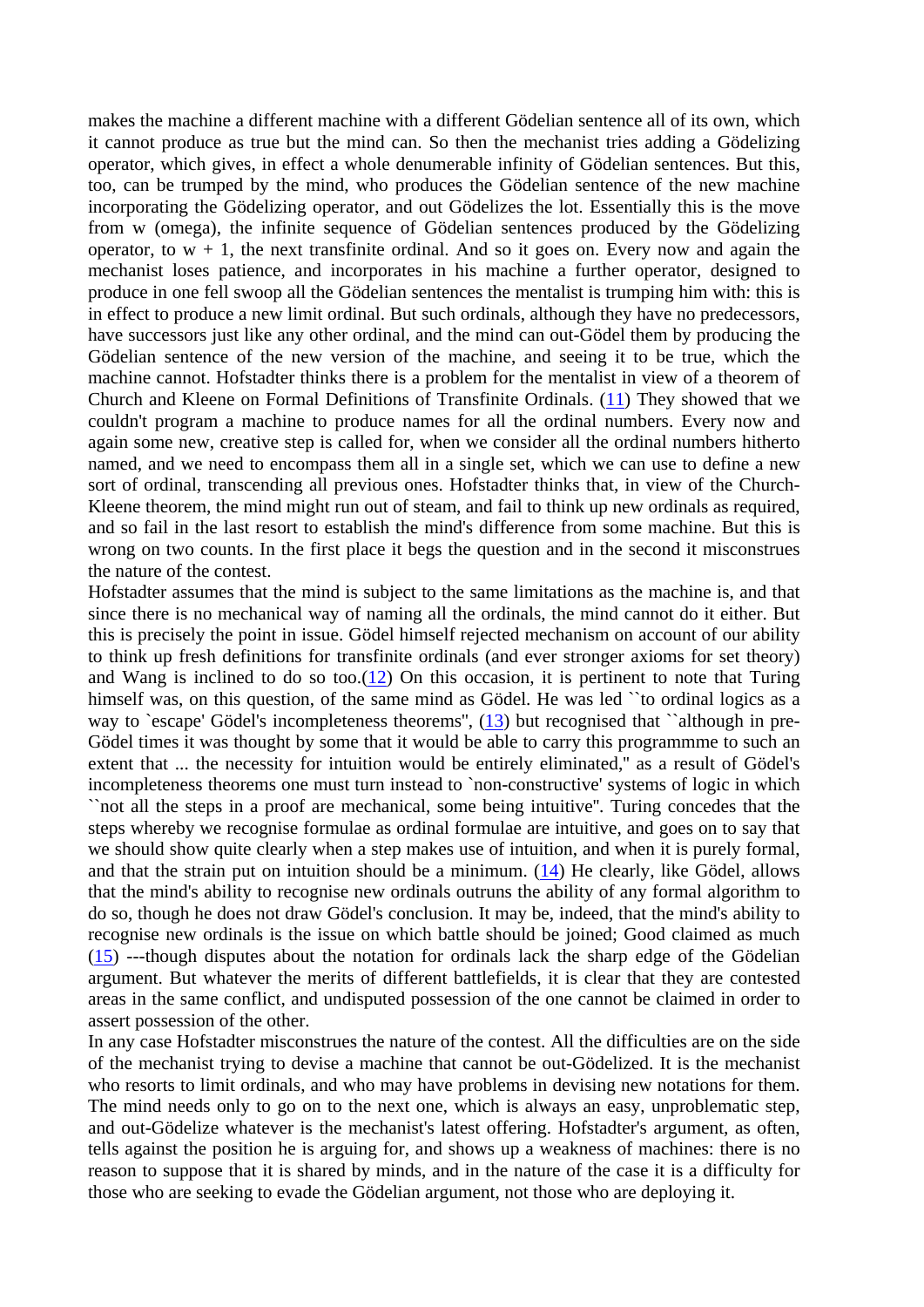makes the machine a different machine with a different Gödelian sentence all of its own, which it cannot produce as true but the mind can. So then the mechanist tries adding a Gödelizing operator, which gives, in effect a whole denumerable infinity of Gödelian sentences. But this, too, can be trumped by the mind, who produces the Gödelian sentence of the new machine incorporating the Gödelizing operator, and out Gödelizes the lot. Essentially this is the move from w (omega), the infinite sequence of Gödelian sentences produced by the Gödelizing operator, to w + 1, the next transfinite ordinal. And so it goes on. Every now and again the mechanist loses patience, and incorporates in his machine a further operator, designed to produce in one fell swoop all the Gödelian sentences the mentalist is trumping him with: this is in effect to produce a new limit ordinal. But such ordinals, although they have no predecessors, have successors just like any other ordinal, and the mind can out-Gödel them by producing the Gödelian sentence of the new version of the machine, and seeing it to be true, which the machine cannot. Hofstadter thinks there is a problem for the mentalist in view of a theorem of Church and Kleene on Formal Definitions of Transfinite Ordinals. (11) They showed that we couldn't program a machine to produce names for all the ordinal numbers. Every now and again some new, creative step is called for, when we consider all the ordinal numbers hitherto named, and we need to encompass them all in a single set, which we can use to define a new sort of ordinal, transcending all previous ones. Hofstadter thinks that, in view of the Church-Kleene theorem, the mind might run out of steam, and fail to think up new ordinals as required, and so fail in the last resort to establish the mind's difference from some machine. But this is wrong on two counts. In the first place it begs the question and in the second it misconstrues the nature of the contest.

Hofstadter assumes that the mind is subject to the same limitations as the machine is, and that since there is no mechanical way of naming all the ordinals, the mind cannot do it either. But this is precisely the point in issue. Gödel himself rejected mechanism on account of our ability to think up fresh definitions for transfinite ordinals (and ever stronger axioms for set theory) and Wang is inclined to do so too.(12) On this occasion, it is pertinent to note that Turing himself was, on this question, of the same mind as Gödel. He was led ``to ordinal logics as a way to `escape' Gödel's incompleteness theorems", (13) but recognised that ``although in pre-Gödel times it was thought by some that it would be able to carry this programmme to such an extent that ... the necessity for intuition would be entirely eliminated," as a result of Gödel's incompleteness theorems one must turn instead to `non-constructive' systems of logic in which ``not all the steps in a proof are mechanical, some being intuitive". Turing concedes that the steps whereby we recognise formulae as ordinal formulae are intuitive, and goes on to say that we should show quite clearly when a step makes use of intuition, and when it is purely formal, and that the strain put on intuition should be a minimum. (14) He clearly, like Gödel, allows that the mind's ability to recognise new ordinals outruns the ability of any formal algorithm to do so, though he does not draw Gödel's conclusion. It may be, indeed, that the mind's ability to recognise new ordinals is the issue on which battle should be joined; Good claimed as much (15) ---though disputes about the notation for ordinals lack the sharp edge of the Gödelian argument. But whatever the merits of different battlefields, it is clear that they are contested areas in the same conflict, and undisputed possession of the one cannot be claimed in order to assert possession of the other.

In any case Hofstadter misconstrues the nature of the contest. All the difficulties are on the side of the mechanist trying to devise a machine that cannot be out-Gödelized. It is the mechanist who resorts to limit ordinals, and who may have problems in devising new notations for them. The mind needs only to go on to the next one, which is always an easy, unproblematic step, and out-Gödelize whatever is the mechanist's latest offering. Hofstadter's argument, as often, tells against the position he is arguing for, and shows up a weakness of machines: there is no reason to suppose that it is shared by minds, and in the nature of the case it is a difficulty for those who are seeking to evade the Gödelian argument, not those who are deploying it.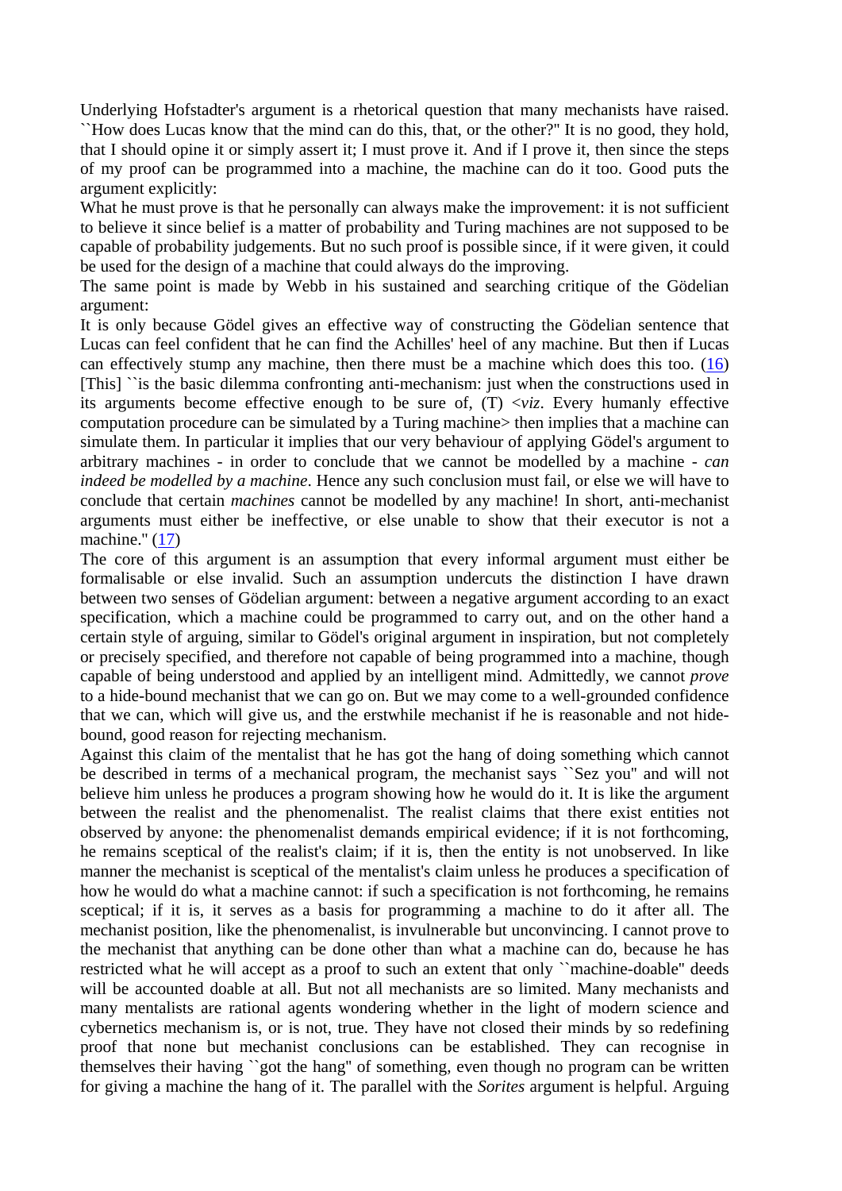Underlying Hofstadter's argument is a rhetorical question that many mechanists have raised. ``How does Lucas know that the mind can do this, that, or the other?'' It is no good, they hold, that I should opine it or simply assert it; I must prove it. And if I prove it, then since the steps of my proof can be programmed into a machine, the machine can do it too. Good puts the argument explicitly:

What he must prove is that he personally can always make the improvement: it is not sufficient to believe it since belief is a matter of probability and Turing machines are not supposed to be capable of probability judgements. But no such proof is possible since, if it were given, it could be used for the design of a machine that could always do the improving.

The same point is made by Webb in his sustained and searching critique of the Gödelian argument:

It is only because Gödel gives an effective way of constructing the Gödelian sentence that Lucas can feel confident that he can find the Achilles' heel of any machine. But then if Lucas can effectively stump any machine, then there must be a machine which does this too. (16) [This] ``is the basic dilemma confronting anti-mechanism: just when the constructions used in its arguments become effective enough to be sure of, (T) <*viz*. Every humanly effective computation procedure can be simulated by a Turing machine> then implies that a machine can simulate them. In particular it implies that our very behaviour of applying Gödel's argument to arbitrary machines - in order to conclude that we cannot be modelled by a machine - *can indeed be modelled by a machine*. Hence any such conclusion must fail, or else we will have to conclude that certain *machines* cannot be modelled by any machine! In short, anti-mechanist arguments must either be ineffective, or else unable to show that their executor is not a machine.'' (17)

The core of this argument is an assumption that every informal argument must either be formalisable or else invalid. Such an assumption undercuts the distinction I have drawn between two senses of Gödelian argument: between a negative argument according to an exact specification, which a machine could be programmed to carry out, and on the other hand a certain style of arguing, similar to Gödel's original argument in inspiration, but not completely or precisely specified, and therefore not capable of being programmed into a machine, though capable of being understood and applied by an intelligent mind. Admittedly, we cannot *prove* to a hide-bound mechanist that we can go on. But we may come to a well-grounded confidence that we can, which will give us, and the erstwhile mechanist if he is reasonable and not hide-bound, good reason for rejecting mechanism.

Against this claim of the mentalist that he has got the hang of doing something which cannot be described in terms of a mechanical program, the mechanist says ``Sez you'' and will not believe him unless he produces a program showing how he would do it. It is like the argument between the realist and the phenomenalist. The realist claims that there exist entities not observed by anyone: the phenomenalist demands empirical evidence; if it is not forthcoming, he remains sceptical of the realist's claim; if it is, then the entity is not unobserved. In like manner the mechanist is sceptical of the mentalist's claim unless he produces a specification of how he would do what a machine cannot: if such a specification is not forthcoming, he remains sceptical; if it is, it serves as a basis for programming a machine to do it after all. The mechanist position, like the phenomenalist, is invulnerable but unconvincing. I cannot prove to the mechanist that anything can be done other than what a machine can do, because he has restricted what he will accept as a proof to such an extent that only ``machine-doable'' deeds will be accounted doable at all. But not all mechanists are so limited. Many mechanists and many mentalists are rational agents wondering whether in the light of modern science and cybernetics mechanism is, or is not, true. They have not closed their minds by so redefining proof that none but mechanist conclusions can be established. They can recognise in themselves their having ``got the hang'' of something, even though no program can be written for giving a machine the hang of it. The parallel with the *Sorites* argument is helpful. Arguing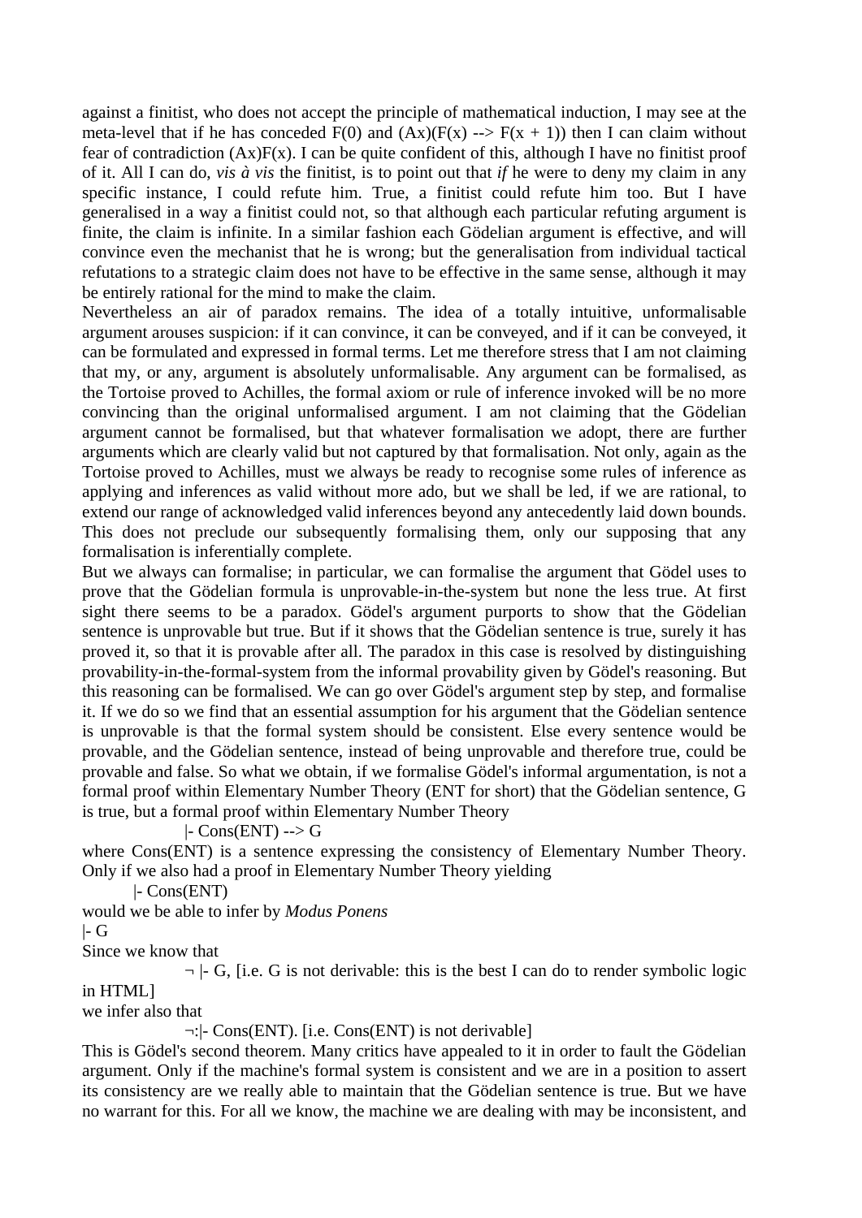against a finitist, who does not accept the principle of mathematical induction, I may see at the meta-level that if he has conceded F(0) and (Ax)(F(x) --> F(x + 1)) then I can claim without fear of contradiction (Ax)F(x). I can be quite confident of this, although I have no finitist proof of it. All I can do, *vis à vis* the finitist, is to point out that *if* he were to deny my claim in any specific instance, I could refute him. True, a finitist could refute him too. But I have generalised in a way a finitist could not, so that although each particular refuting argument is finite, the claim is infinite. In a similar fashion each Gödelian argument is effective, and will convince even the mechanist that he is wrong; but the generalisation from individual tactical refutations to a strategic claim does not have to be effective in the same sense, although it may be entirely rational for the mind to make the claim.

Nevertheless an air of paradox remains. The idea of a totally intuitive, unformalisable argument arouses suspicion: if it can convince, it can be conveyed, and if it can be conveyed, it can be formulated and expressed in formal terms. Let me therefore stress that I am not claiming that my, or any, argument is absolutely unformalisable. Any argument can be formalised, as the Tortoise proved to Achilles, the formal axiom or rule of inference invoked will be no more convincing than the original unformalised argument. I am not claiming that the Gödelian argument cannot be formalised, but that whatever formalisation we adopt, there are further arguments which are clearly valid but not captured by that formalisation. Not only, again as the Tortoise proved to Achilles, must we always be ready to recognise some rules of inference as applying and inferences as valid without more ado, but we shall be led, if we are rational, to extend our range of acknowledged valid inferences beyond any antecedently laid down bounds. This does not preclude our subsequently formalising them, only our supposing that any formalisation is inferentially complete.

But we always can formalise; in particular, we can formalise the argument that Gödel uses to prove that the Gödelian formula is unprovable-in-the-system but none the less true. At first sight there seems to be a paradox. Gödel's argument purports to show that the Gödelian sentence is unprovable but true. But if it shows that the Gödelian sentence is true, surely it has proved it, so that it is provable after all. The paradox in this case is resolved by distinguishing provability-in-the-formal-system from the informal provability given by Gödel's reasoning. But this reasoning can be formalised. We can go over Gödel's argument step by step, and formalise it. If we do so we find that an essential assumption for his argument that the Gödelian sentence is unprovable is that the formal system should be consistent. Else every sentence would be provable, and the Gödelian sentence, instead of being unprovable and therefore true, could be provable and false. So what we obtain, if we formalise Gödel's informal argumentation, is not a formal proof within Elementary Number Theory (ENT for short) that the Gödelian sentence, G is true, but a formal proof within Elementary Number Theory

|- Cons(ENT) --> G

where Cons(ENT) is a sentence expressing the consistency of Elementary Number Theory. Only if we also had a proof in Elementary Number Theory yielding

|- Cons(ENT)

would we be able to infer by *Modus Ponens*

|- G

Since we know that

¬ |- G, [i.e. G is not derivable: this is the best I can do to render symbolic logic in HTML]

we infer also that

¬:|- Cons(ENT). [i.e. Cons(ENT) is not derivable]

This is Gödel's second theorem. Many critics have appealed to it in order to fault the Gödelian argument. Only if the machine's formal system is consistent and we are in a position to assert its consistency are we really able to maintain that the Gödelian sentence is true. But we have no warrant for this. For all we know, the machine we are dealing with may be inconsistent, and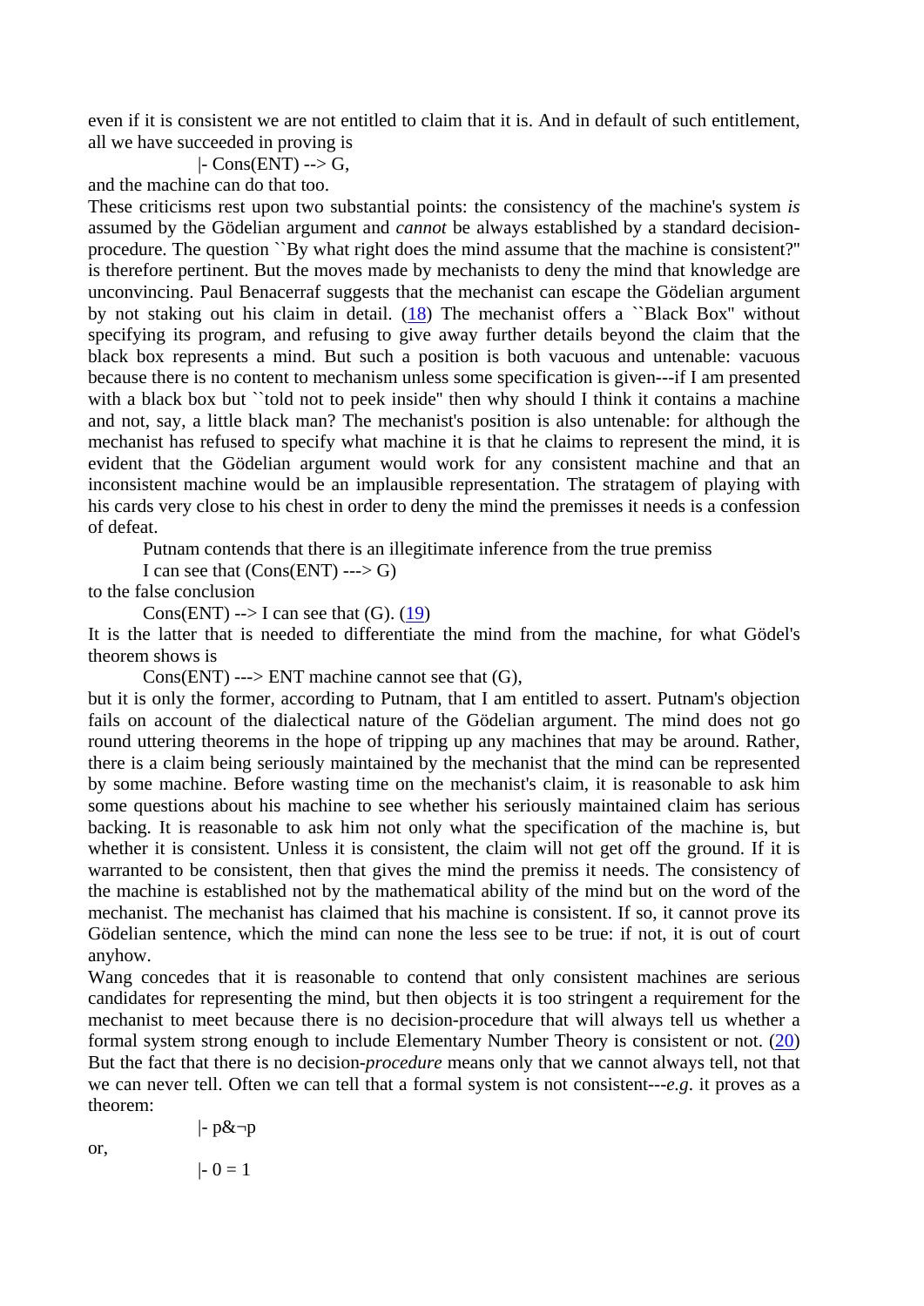even if it is consistent we are not entitled to claim that it is. And in default of such entitlement, all we have succeeded in proving is

$$\vdash \text{Cons(ENT)} \rightarrow G,$$

and the machine can do that too.

These criticisms rest upon two substantial points: the consistency of the machine's system *is* assumed by the Gödelian argument and *cannot* be always established by a standard decision-procedure. The question ``By what right does the mind assume that the machine is consistent?'' is therefore pertinent. But the moves made by mechanists to deny the mind that knowledge are unconvincing. Paul Benacerraf suggests that the mechanist can escape the Gödelian argument by not staking out his claim in detail. ([18]) The mechanist offers a ``Black Box'' without specifying its program, and refusing to give away further details beyond the claim that the black box represents a mind. But such a position is both vacuous and untenable: vacuous because there is no content to mechanism unless some specification is given---if I am presented with a black box but ``told not to peek inside'' then why should I think it contains a machine and not, say, a little black man? The mechanist's position is also untenable: for although the mechanist has refused to specify what machine it is that he claims to represent the mind, it is evident that the Gödelian argument would work for any consistent machine and that an inconsistent machine would be an implausible representation. The stratagem of playing with his cards very close to his chest in order to deny the mind the premisses it needs is a confession of defeat.

Putnam contends that there is an illegitimate inference from the true premiss

I can see that (Cons(ENT) ---> G)

to the false conclusion

Cons(ENT) --> I can see that (G). ([19])

It is the latter that is needed to differentiate the mind from the machine, for what Gödel's theorem shows is

Cons(ENT) ---> ENT machine cannot see that (G),

but it is only the former, according to Putnam, that I am entitled to assert. Putnam's objection fails on account of the dialectical nature of the Gödelian argument. The mind does not go round uttering theorems in the hope of tripping up any machines that may be around. Rather, there is a claim being seriously maintained by the mechanist that the mind can be represented by some machine. Before wasting time on the mechanist's claim, it is reasonable to ask him some questions about his machine to see whether his seriously maintained claim has serious backing. It is reasonable to ask him not only what the specification of the machine is, but whether it is consistent. Unless it is consistent, the claim will not get off the ground. If it is warranted to be consistent, then that gives the mind the premiss it needs. The consistency of the machine is established not by the mathematical ability of the mind but on the word of the mechanist. The mechanist has claimed that his machine is consistent. If so, it cannot prove its Gödelian sentence, which the mind can none the less see to be true: if not, it is out of court anyhow.

Wang concedes that it is reasonable to contend that only consistent machines are serious candidates for representing the mind, but then objects it is too stringent a requirement for the mechanist to meet because there is no decision-procedure that will always tell us whether a formal system strong enough to include Elementary Number Theory is consistent or not. ([20]) But the fact that there is no decision-*procedure* means only that we cannot always tell, not that we can never tell. Often we can tell that a formal system is not consistent---*e.g*. it proves as a theorem:

$$\vdash p \& \neg p$$

or,

$$\vdash 0 = 1$$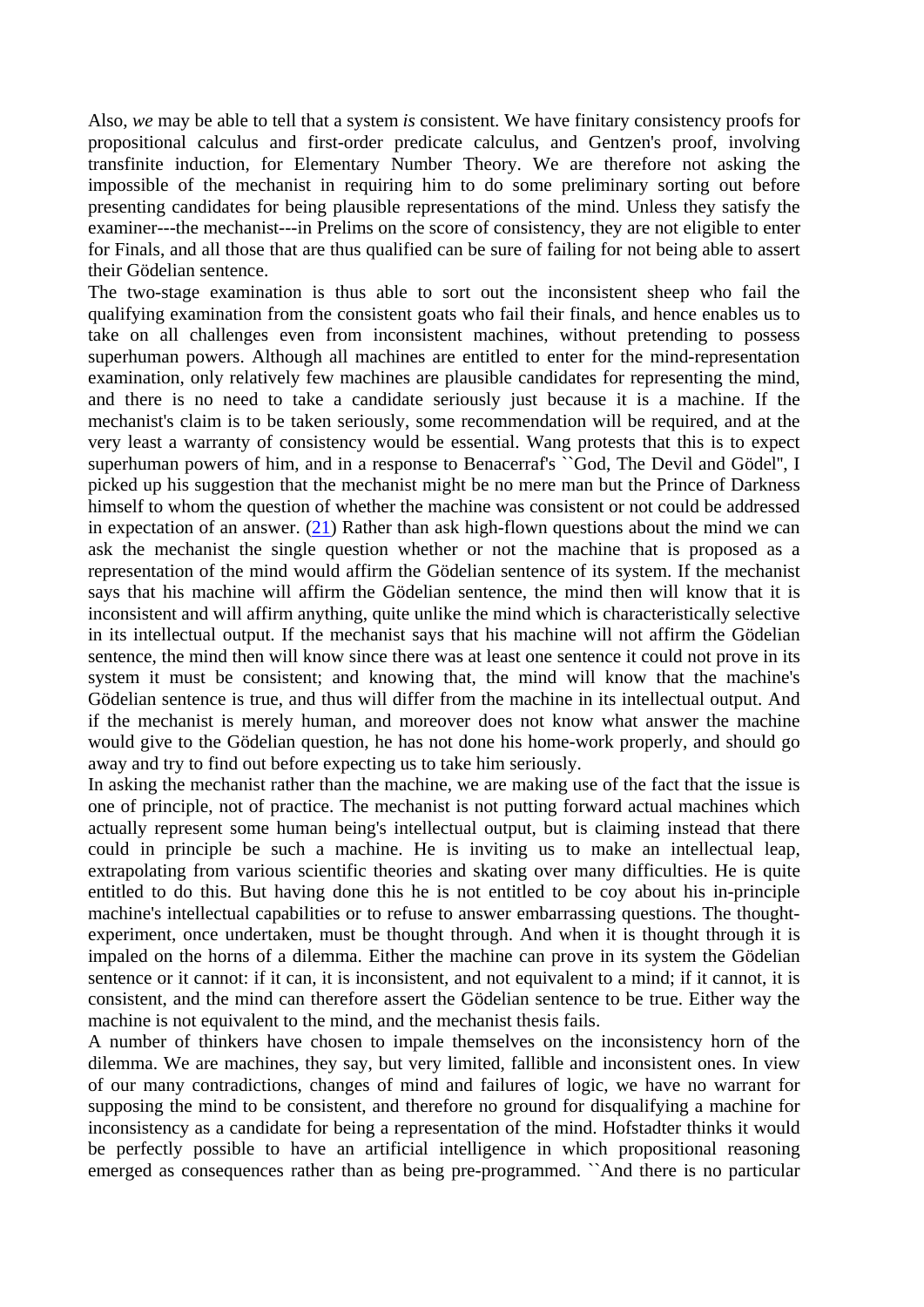Also, *we* may be able to tell that a system *is* consistent. We have finitary consistency proofs for propositional calculus and first-order predicate calculus, and Gentzen's proof, involving transfinite induction, for Elementary Number Theory. We are therefore not asking the impossible of the mechanist in requiring him to do some preliminary sorting out before presenting candidates for being plausible representations of the mind. Unless they satisfy the examiner---the mechanist---in Prelims on the score of consistency, they are not eligible to enter for Finals, and all those that are thus qualified can be sure of failing for not being able to assert their Gödelian sentence.

The two-stage examination is thus able to sort out the inconsistent sheep who fail the qualifying examination from the consistent goats who fail their finals, and hence enables us to take on all challenges even from inconsistent machines, without pretending to possess superhuman powers. Although all machines are entitled to enter for the mind-representation examination, only relatively few machines are plausible candidates for representing the mind, and there is no need to take a candidate seriously just because it is a machine. If the mechanist's claim is to be taken seriously, some recommendation will be required, and at the very least a warranty of consistency would be essential. Wang protests that this is to expect superhuman powers of him, and in a response to Benacerraf's ``God, The Devil and Gödel'', I picked up his suggestion that the mechanist might be no mere man but the Prince of Darkness himself to whom the question of whether the machine was consistent or not could be addressed in expectation of an answer. (21) Rather than ask high-flown questions about the mind we can ask the mechanist the single question whether or not the machine that is proposed as a representation of the mind would affirm the Gödelian sentence of its system. If the mechanist says that his machine will affirm the Gödelian sentence, the mind then will know that it is inconsistent and will affirm anything, quite unlike the mind which is characteristically selective in its intellectual output. If the mechanist says that his machine will not affirm the Gödelian sentence, the mind then will know since there was at least one sentence it could not prove in its system it must be consistent; and knowing that, the mind will know that the machine's Gödelian sentence is true, and thus will differ from the machine in its intellectual output. And if the mechanist is merely human, and moreover does not know what answer the machine would give to the Gödelian question, he has not done his home-work properly, and should go away and try to find out before expecting us to take him seriously.

In asking the mechanist rather than the machine, we are making use of the fact that the issue is one of principle, not of practice. The mechanist is not putting forward actual machines which actually represent some human being's intellectual output, but is claiming instead that there could in principle be such a machine. He is inviting us to make an intellectual leap, extrapolating from various scientific theories and skating over many difficulties. He is quite entitled to do this. But having done this he is not entitled to be coy about his in-principle machine's intellectual capabilities or to refuse to answer embarrassing questions. The thought-experiment, once undertaken, must be thought through. And when it is thought through it is impaled on the horns of a dilemma. Either the machine can prove in its system the Gödelian sentence or it cannot: if it can, it is inconsistent, and not equivalent to a mind; if it cannot, it is consistent, and the mind can therefore assert the Gödelian sentence to be true. Either way the machine is not equivalent to the mind, and the mechanist thesis fails.

A number of thinkers have chosen to impale themselves on the inconsistency horn of the dilemma. We are machines, they say, but very limited, fallible and inconsistent ones. In view of our many contradictions, changes of mind and failures of logic, we have no warrant for supposing the mind to be consistent, and therefore no ground for disqualifying a machine for inconsistency as a candidate for being a representation of the mind. Hofstadter thinks it would be perfectly possible to have an artificial intelligence in which propositional reasoning emerged as consequences rather than as being pre-programmed. ``And there is no particular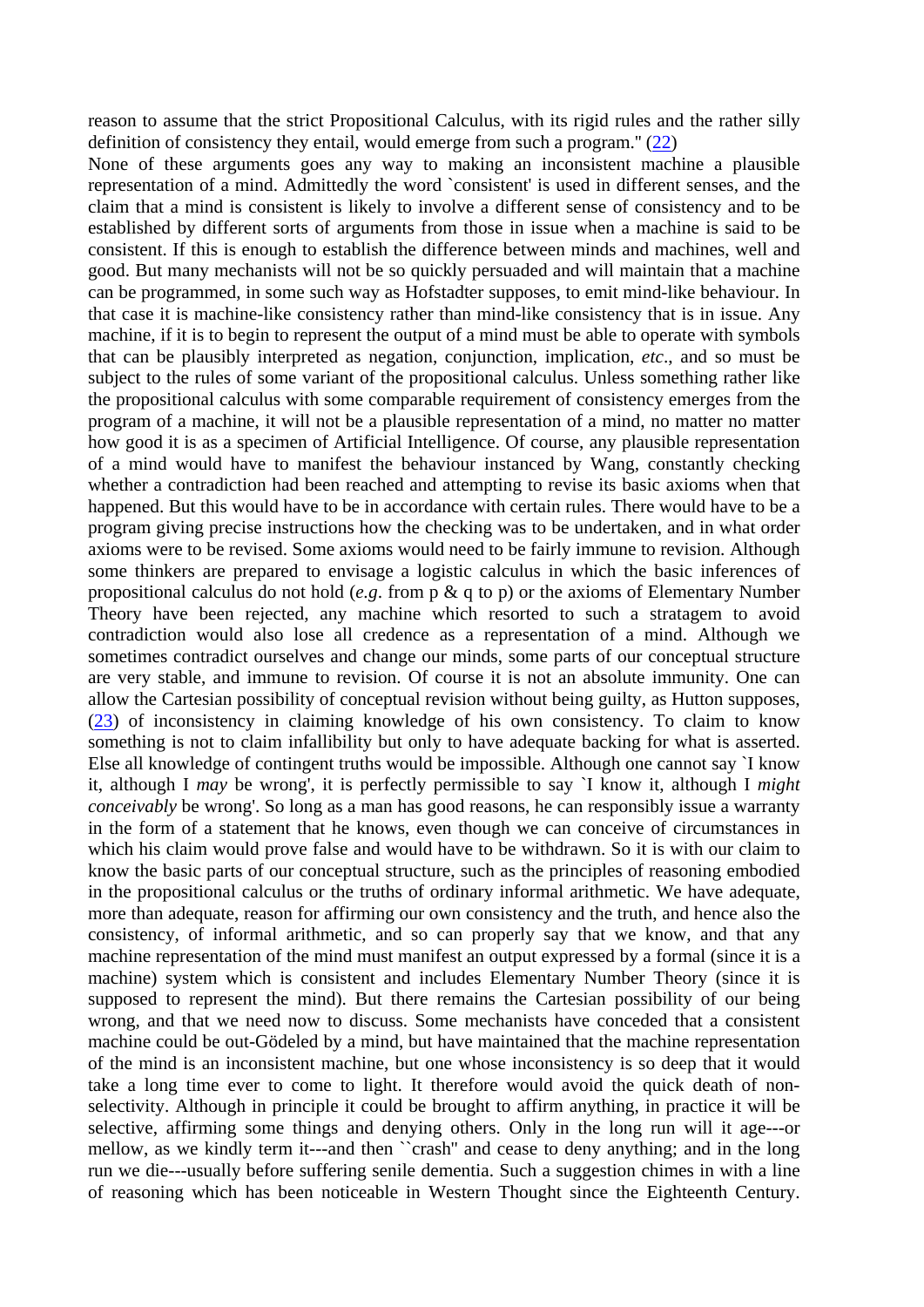reason to assume that the strict Propositional Calculus, with its rigid rules and the rather silly definition of consistency they entail, would emerge from such a program." (22)

None of these arguments goes any way to making an inconsistent machine a plausible representation of a mind. Admittedly the word `consistent' is used in different senses, and the claim that a mind is consistent is likely to involve a different sense of consistency and to be established by different sorts of arguments from those in issue when a machine is said to be consistent. If this is enough to establish the difference between minds and machines, well and good. But many mechanists will not be so quickly persuaded and will maintain that a machine can be programmed, in some such way as Hofstadter supposes, to emit mind-like behaviour. In that case it is machine-like consistency rather than mind-like consistency that is in issue. Any machine, if it is to begin to represent the output of a mind must be able to operate with symbols that can be plausibly interpreted as negation, conjunction, implication, *etc*., and so must be subject to the rules of some variant of the propositional calculus. Unless something rather like the propositional calculus with some comparable requirement of consistency emerges from the program of a machine, it will not be a plausible representation of a mind, no matter no matter how good it is as a specimen of Artificial Intelligence. Of course, any plausible representation of a mind would have to manifest the behaviour instanced by Wang, constantly checking whether a contradiction had been reached and attempting to revise its basic axioms when that happened. But this would have to be in accordance with certain rules. There would have to be a program giving precise instructions how the checking was to be undertaken, and in what order axioms were to be revised. Some axioms would need to be fairly immune to revision. Although some thinkers are prepared to envisage a logistic calculus in which the basic inferences of propositional calculus do not hold (*e.g*. from p & q to p) or the axioms of Elementary Number Theory have been rejected, any machine which resorted to such a stratagem to avoid contradiction would also lose all credence as a representation of a mind. Although we sometimes contradict ourselves and change our minds, some parts of our conceptual structure are very stable, and immune to revision. Of course it is not an absolute immunity. One can allow the Cartesian possibility of conceptual revision without being guilty, as Hutton supposes, (23) of inconsistency in claiming knowledge of his own consistency. To claim to know something is not to claim infallibility but only to have adequate backing for what is asserted. Else all knowledge of contingent truths would be impossible. Although one cannot say `I know it, although I *may* be wrong', it is perfectly permissible to say `I know it, although I *might conceivably* be wrong'. So long as a man has good reasons, he can responsibly issue a warranty in the form of a statement that he knows, even though we can conceive of circumstances in which his claim would prove false and would have to be withdrawn. So it is with our claim to know the basic parts of our conceptual structure, such as the principles of reasoning embodied in the propositional calculus or the truths of ordinary informal arithmetic. We have adequate, more than adequate, reason for affirming our own consistency and the truth, and hence also the consistency, of informal arithmetic, and so can properly say that we know, and that any machine representation of the mind must manifest an output expressed by a formal (since it is a machine) system which is consistent and includes Elementary Number Theory (since it is supposed to represent the mind). But there remains the Cartesian possibility of our being wrong, and that we need now to discuss. Some mechanists have conceded that a consistent machine could be out-Gödeled by a mind, but have maintained that the machine representation of the mind is an inconsistent machine, but one whose inconsistency is so deep that it would take a long time ever to come to light. It therefore would avoid the quick death of non-selectivity. Although in principle it could be brought to affirm anything, in practice it will be selective, affirming some things and denying others. Only in the long run will it age---or mellow, as we kindly term it---and then ``crash'' and cease to deny anything; and in the long run we die---usually before suffering senile dementia. Such a suggestion chimes in with a line of reasoning which has been noticeable in Western Thought since the Eighteenth Century.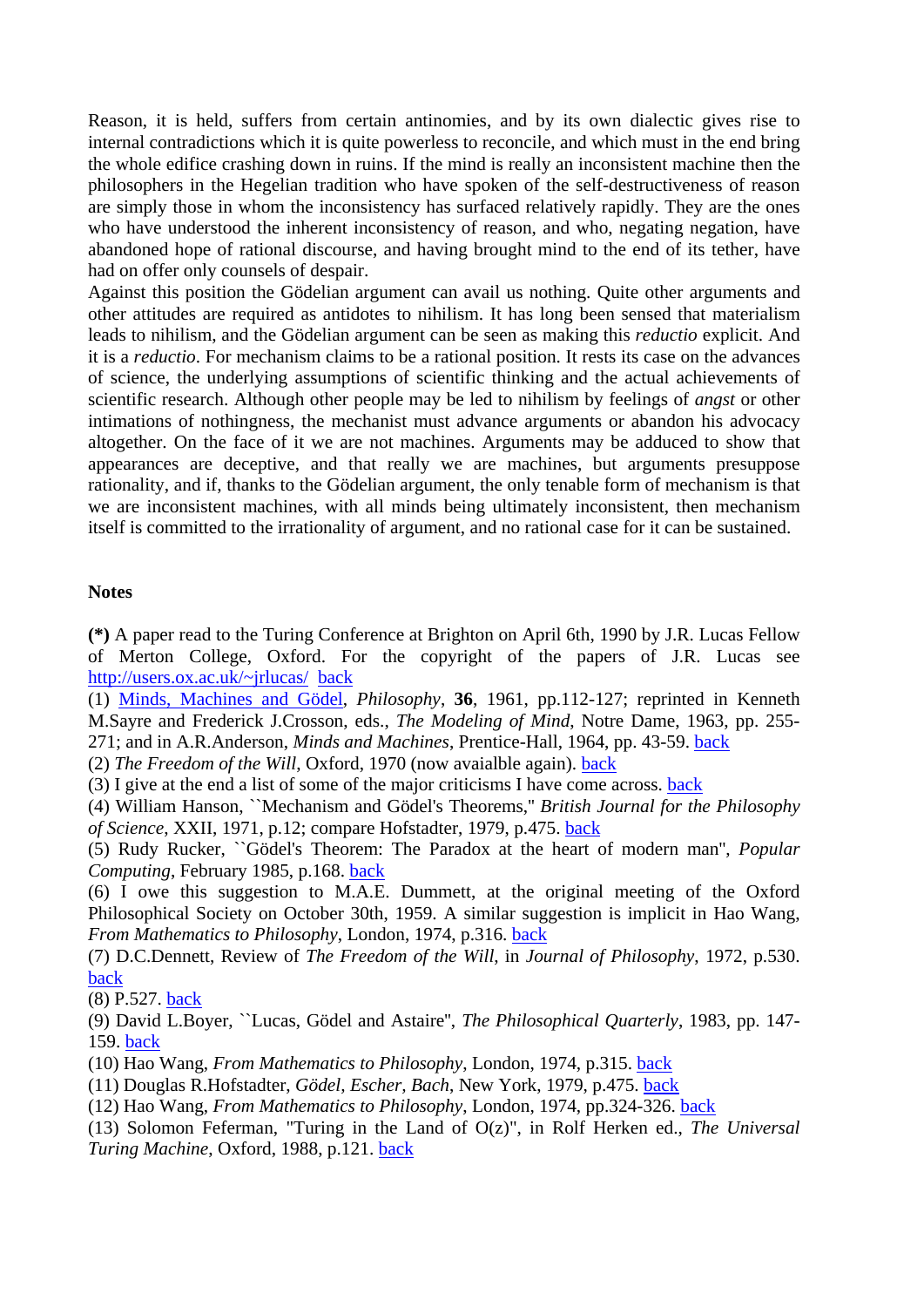Reason, it is held, suffers from certain antinomies, and by its own dialectic gives rise to internal contradictions which it is quite powerless to reconcile, and which must in the end bring the whole edifice crashing down in ruins. If the mind is really an inconsistent machine then the philosophers in the Hegelian tradition who have spoken of the self-destructiveness of reason are simply those in whom the inconsistency has surfaced relatively rapidly. They are the ones who have understood the inherent inconsistency of reason, and who, negating negation, have abandoned hope of rational discourse, and having brought mind to the end of its tether, have had on offer only counsels of despair.

Against this position the Gödelian argument can avail us nothing. Quite other arguments and other attitudes are required as antidotes to nihilism. It has long been sensed that materialism leads to nihilism, and the Gödelian argument can be seen as making this *reductio* explicit. And it is a *reductio*. For mechanism claims to be a rational position. It rests its case on the advances of science, the underlying assumptions of scientific thinking and the actual achievements of scientific research. Although other people may be led to nihilism by feelings of *angst* or other intimations of nothingness, the mechanist must advance arguments or abandon his advocacy altogether. On the face of it we are not machines. Arguments may be adduced to show that appearances are deceptive, and that really we are machines, but arguments presuppose rationality, and if, thanks to the Gödelian argument, the only tenable form of mechanism is that we are inconsistent machines, with all minds being ultimately inconsistent, then mechanism itself is committed to the irrationality of argument, and no rational case for it can be sustained.

## Notes

**(*)** A paper read to the Turing Conference at Brighton on April 6th, 1990 by J.R. Lucas Fellow of Merton College, Oxford. For the copyright of the papers of J.R. Lucas see http://users.ox.ac.uk/~jrlucas/ back

(1) Minds, Machines and Gödel, *Philosophy*, **36**, 1961, pp.112-127; reprinted in Kenneth M.Sayre and Frederick J.Crosson, eds., *The Modeling of Mind*, Notre Dame, 1963, pp. 255-271; and in A.R.Anderson, *Minds and Machines*, Prentice-Hall, 1964, pp. 43-59. back

(2) *The Freedom of the Will*, Oxford, 1970 (now avaialble again). back

(3) I give at the end a list of some of the major criticisms I have come across. back

(4) William Hanson, ``Mechanism and Gödel's Theorems," *British Journal for the Philosophy of Science*, XXII, 1971, p.12; compare Hofstadter, 1979, p.475. back

(5) Rudy Rucker, ``Gödel's Theorem: The Paradox at the heart of modern man", *Popular Computing*, February 1985, p.168. back

(6) I owe this suggestion to M.A.E. Dummett, at the original meeting of the Oxford Philosophical Society on October 30th, 1959. A similar suggestion is implicit in Hao Wang, *From Mathematics to Philosophy*, London, 1974, p.316. back

(7) D.C.Dennett, Review of *The Freedom of the Will*, in *Journal of Philosophy*, 1972, p.530. back

(8) P.527. back

(9) David L.Boyer, ``Lucas, Gödel and Astaire", *The Philosophical Quarterly*, 1983, pp. 147-159. back

(10) Hao Wang, *From Mathematics to Philosophy*, London, 1974, p.315. back

(11) Douglas R.Hofstadter, *Gödel, Escher, Bach*, New York, 1979, p.475. back

(12) Hao Wang, *From Mathematics to Philosophy*, London, 1974, pp.324-326. back

(13) Solomon Feferman, "Turing in the Land of O(z)", in Rolf Herken ed., *The Universal Turing Machine*, Oxford, 1988, p.121. back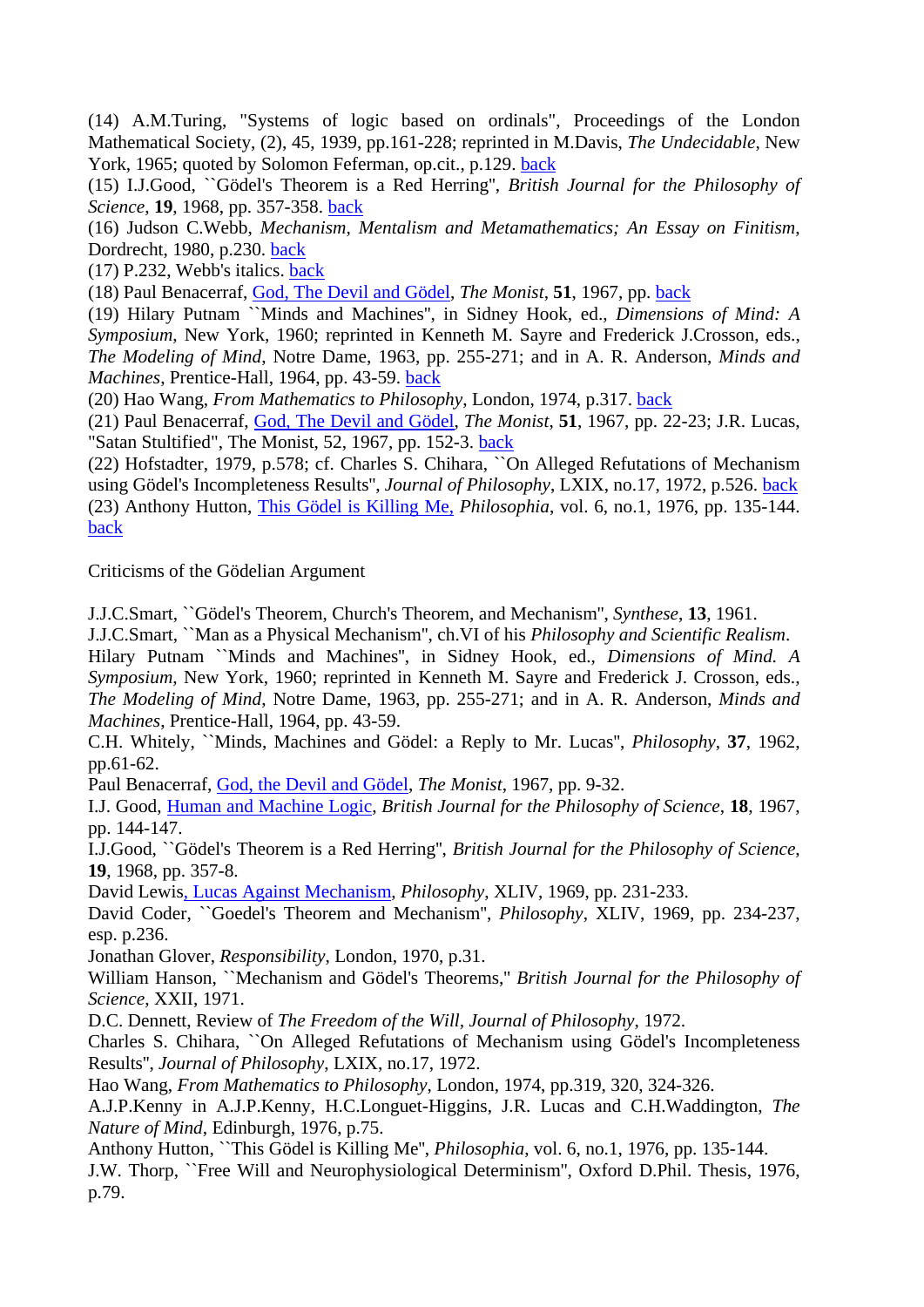(14) A.M.Turing, "Systems of logic based on ordinals", Proceedings of the London Mathematical Society, (2), 45, 1939, pp.161-228; reprinted in M.Davis, *The Undecidable*, New York, 1965; quoted by Solomon Feferman, op.cit., p.129. back

(15) I.J.Good, ``Gödel's Theorem is a Red Herring'', *British Journal for the Philosophy of Science*, **19**, 1968, pp. 357-358. back

(16) Judson C.Webb, *Mechanism, Mentalism and Metamathematics; An Essay on Finitism*, Dordrecht, 1980, p.230. back

(17) P.232, Webb's italics. back

(18) Paul Benacerraf, God, The Devil and Gödel, *The Monist*, **51**, 1967, pp. back

(19) Hilary Putnam ``Minds and Machines'', in Sidney Hook, ed., *Dimensions of Mind: A Symposium*, New York, 1960; reprinted in Kenneth M. Sayre and Frederick J.Crosson, eds., *The Modeling of Mind*, Notre Dame, 1963, pp. 255-271; and in A. R. Anderson, *Minds and Machines*, Prentice-Hall, 1964, pp. 43-59. back

(20) Hao Wang, *From Mathematics to Philosophy*, London, 1974, p.317. back

(21) Paul Benacerraf, God, The Devil and Gödel, *The Monist*, **51**, 1967, pp. 22-23; J.R. Lucas, "Satan Stultified", The Monist, 52, 1967, pp. 152-3. back

(22) Hofstadter, 1979, p.578; cf. Charles S. Chihara, ``On Alleged Refutations of Mechanism using Gödel's Incompleteness Results'', *Journal of Philosophy*, LXIX, no.17, 1972, p.526. back

(23) Anthony Hutton, This Gödel is Killing Me, *Philosophia*, vol. 6, no.1, 1976, pp. 135-144. back

Criticisms of the Gödelian Argument

J.J.C.Smart, ``Gödel's Theorem, Church's Theorem, and Mechanism'', *Synthese*, **13**, 1961.

J.J.C.Smart, ``Man as a Physical Mechanism'', ch.VI of his *Philosophy and Scientific Realism*.

Hilary Putnam ``Minds and Machines'', in Sidney Hook, ed., *Dimensions of Mind. A Symposium*, New York, 1960; reprinted in Kenneth M. Sayre and Frederick J. Crosson, eds., *The Modeling of Mind*, Notre Dame, 1963, pp. 255-271; and in A. R. Anderson, *Minds and Machines*, Prentice-Hall, 1964, pp. 43-59.

C.H. Whitely, ``Minds, Machines and Gödel: a Reply to Mr. Lucas'', *Philosophy*, **37**, 1962, pp.61-62.

Paul Benacerraf, God, the Devil and Gödel, *The Monist*, 1967, pp. 9-32.

I.J. Good, Human and Machine Logic, *British Journal for the Philosophy of Science*, **18**, 1967, pp. 144-147.

I.J.Good, ``Gödel's Theorem is a Red Herring'', *British Journal for the Philosophy of Science*, **19**, 1968, pp. 357-8.

David Lewis, Lucas Against Mechanism, *Philosophy*, XLIV, 1969, pp. 231-233.

David Coder, ``Goedel's Theorem and Mechanism'', *Philosophy*, XLIV, 1969, pp. 234-237, esp. p.236.

Jonathan Glover, *Responsibility*, London, 1970, p.31.

William Hanson, ``Mechanism and Gödel's Theorems,'' *British Journal for the Philosophy of Science*, XXII, 1971.

D.C. Dennett, Review of *The Freedom of the Will*, *Journal of Philosophy*, 1972.

Charles S. Chihara, ``On Alleged Refutations of Mechanism using Gödel's Incompleteness Results'', *Journal of Philosophy*, LXIX, no.17, 1972.

Hao Wang, *From Mathematics to Philosophy*, London, 1974, pp.319, 320, 324-326.

A.J.P.Kenny in A.J.P.Kenny, H.C.Longuet-Higgins, J.R. Lucas and C.H.Waddington, *The Nature of Mind*, Edinburgh, 1976, p.75.

Anthony Hutton, ``This Gödel is Killing Me'', *Philosophia*, vol. 6, no.1, 1976, pp. 135-144.

J.W. Thorp, ``Free Will and Neurophysiological Determinism'', Oxford D.Phil. Thesis, 1976, p.79.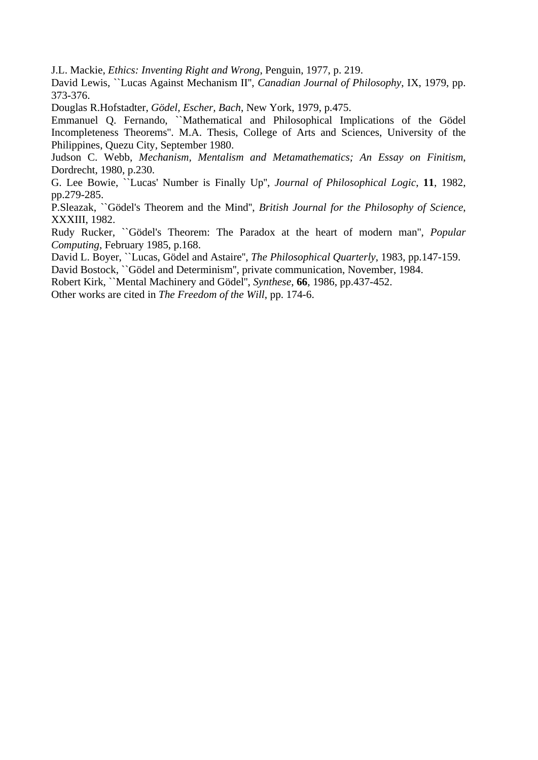J.L. Mackie, *Ethics: Inventing Right and Wrong*, Penguin, 1977, p. 219.

David Lewis, ``Lucas Against Mechanism II'', *Canadian Journal of Philosophy*, IX, 1979, pp. 373-376.

Douglas R.Hofstadter, *Gödel, Escher, Bach*, New York, 1979, p.475.

Emmanuel Q. Fernando, ``Mathematical and Philosophical Implications of the Gödel Incompleteness Theorems''. M.A. Thesis, College of Arts and Sciences, University of the Philippines, Quezu City, September 1980.

Judson C. Webb, *Mechanism, Mentalism and Metamathematics; An Essay on Finitism*, Dordrecht, 1980, p.230.

G. Lee Bowie, ``Lucas' Number is Finally Up'', *Journal of Philosophical Logic*, **11**, 1982, pp.279-285.

P.Sleazak, ``Gödel's Theorem and the Mind'', *British Journal for the Philosophy of Science*, XXXIII, 1982.

Rudy Rucker, ``Gödel's Theorem: The Paradox at the heart of modern man'', *Popular Computing*, February 1985, p.168.

David L. Boyer, ``Lucas, Gödel and Astaire'', *The Philosophical Quarterly*, 1983, pp.147-159.

David Bostock, ``Gödel and Determinism'', private communication, November, 1984.

Robert Kirk, ``Mental Machinery and Gödel'', *Synthese*, **66**, 1986, pp.437-452.

Other works are cited in *The Freedom of the Will*, pp. 174-6.